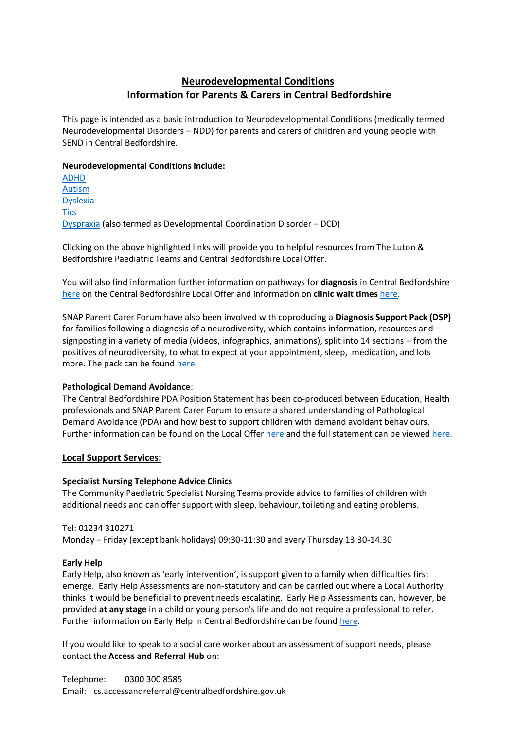# Neurodevelopmental Conditions
# Information for Parents & Carers in Central Bedfordshire

This page is intended as a basic introduction to Neurodevelopmental Conditions (medically termed Neurodevelopmental Disorders – NDD) for parents and carers of children and young people with SEND in Central Bedfordshire.

**Neurodevelopmental Conditions include:**

ADHD
Autism
Dyslexia
Tics
Dyspraxia (also termed as Developmental Coordination Disorder – DCD)

Clicking on the above highlighted links will provide you to helpful resources from The Luton & Bedfordshire Paediatric Teams and Central Bedfordshire Local Offer.

You will also find information further information on pathways for **diagnosis** in Central Bedfordshire here on the Central Bedfordshire Local Offer and information on **clinic wait times** here.

SNAP Parent Carer Forum have also been involved with coproducing a **Diagnosis Support Pack (DSP)** for families following a diagnosis of a neurodiversity, which contains information, resources and signposting in a variety of media (videos, infographics, animations), split into 14 sections – from the positives of neurodiversity, to what to expect at your appointment, sleep, medication, and lots more. The pack can be found here.

**Pathological Demand Avoidance**:
The Central Bedfordshire PDA Position Statement has been co-produced between Education, Health professionals and SNAP Parent Carer Forum to ensure a shared understanding of Pathological Demand Avoidance (PDA) and how best to support children with demand avoidant behaviours. Further information can be found on the Local Offer here and the full statement can be viewed here.

## Local Support Services:

**Specialist Nursing Telephone Advice Clinics**
The Community Paediatric Specialist Nursing Teams provide advice to families of children with additional needs and can offer support with sleep, behaviour, toileting and eating problems.

Tel: 01234 310271
Monday – Friday (except bank holidays) 09:30-11:30 and every Thursday 13.30-14.30

**Early Help**
Early Help, also known as 'early intervention', is support given to a family when difficulties first emerge. Early Help Assessments are non-statutory and can be carried out where a Local Authority thinks it would be beneficial to prevent needs escalating. Early Help Assessments can, however, be provided **at any stage** in a child or young person's life and do not require a professional to refer. Further information on Early Help in Central Bedfordshire can be found here.

If you would like to speak to a social care worker about an assessment of support needs, please contact the **Access and Referral Hub** on:

Telephone: 0300 300 8585
Email: cs.accessandreferral@centralbedfordshire.gov.uk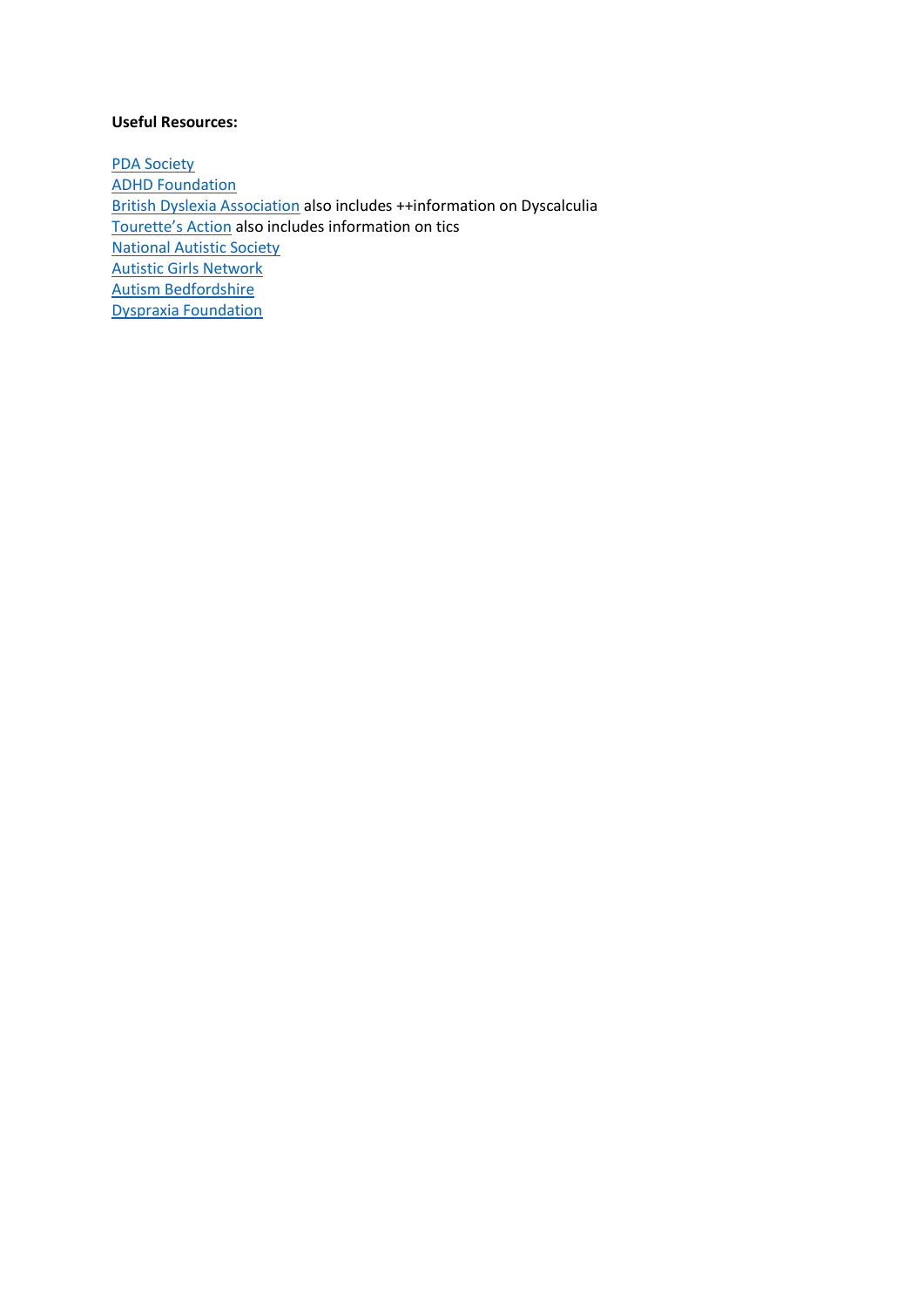**Useful Resources:**

PDA Society
ADHD Foundation
British Dyslexia Association also includes ++information on Dyscalculia
Tourette's Action also includes information on tics
National Autistic Society
Autistic Girls Network
Autism Bedfordshire
Dyspraxia Foundation